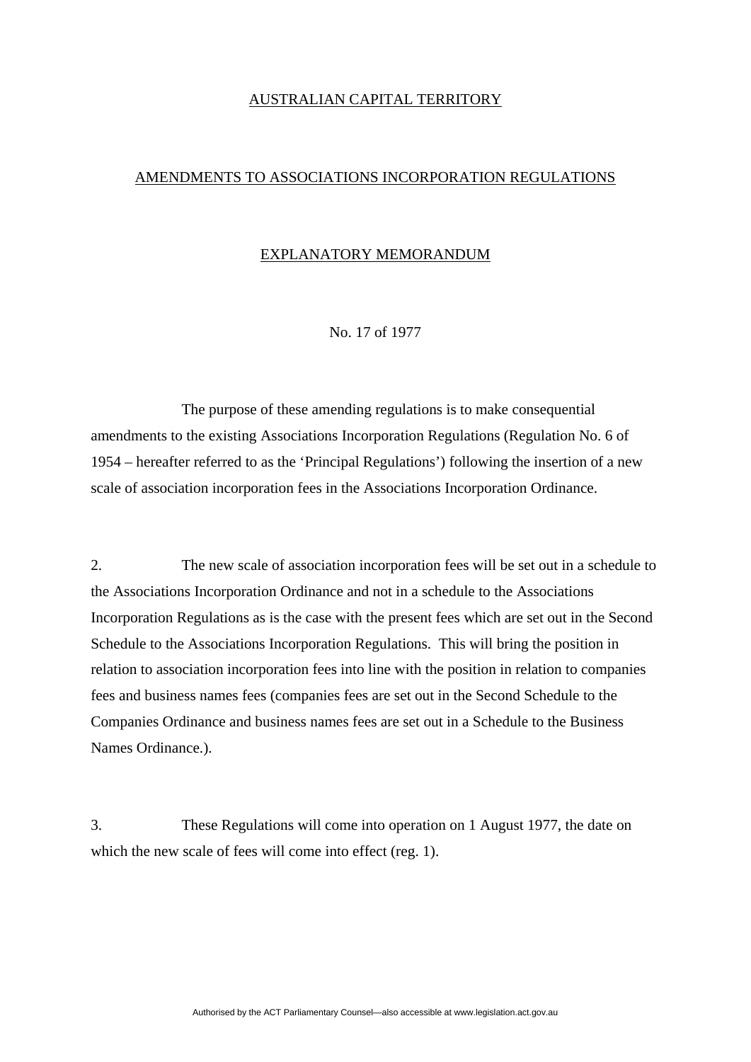AUSTRALIAN CAPITAL TERRITORY

AMENDMENTS TO ASSOCIATIONS INCORPORATION REGULATIONS

EXPLANATORY MEMORANDUM

No. 17 of 1977

The purpose of these amending regulations is to make consequential amendments to the existing Associations Incorporation Regulations (Regulation No. 6 of 1954 – hereafter referred to as the 'Principal Regulations') following the insertion of a new scale of association incorporation fees in the Associations Incorporation Ordinance.

2. The new scale of association incorporation fees will be set out in a schedule to the Associations Incorporation Ordinance and not in a schedule to the Associations Incorporation Regulations as is the case with the present fees which are set out in the Second Schedule to the Associations Incorporation Regulations. This will bring the position in relation to association incorporation fees into line with the position in relation to companies fees and business names fees (companies fees are set out in the Second Schedule to the Companies Ordinance and business names fees are set out in a Schedule to the Business Names Ordinance.).

3. These Regulations will come into operation on 1 August 1977, the date on which the new scale of fees will come into effect (reg. 1).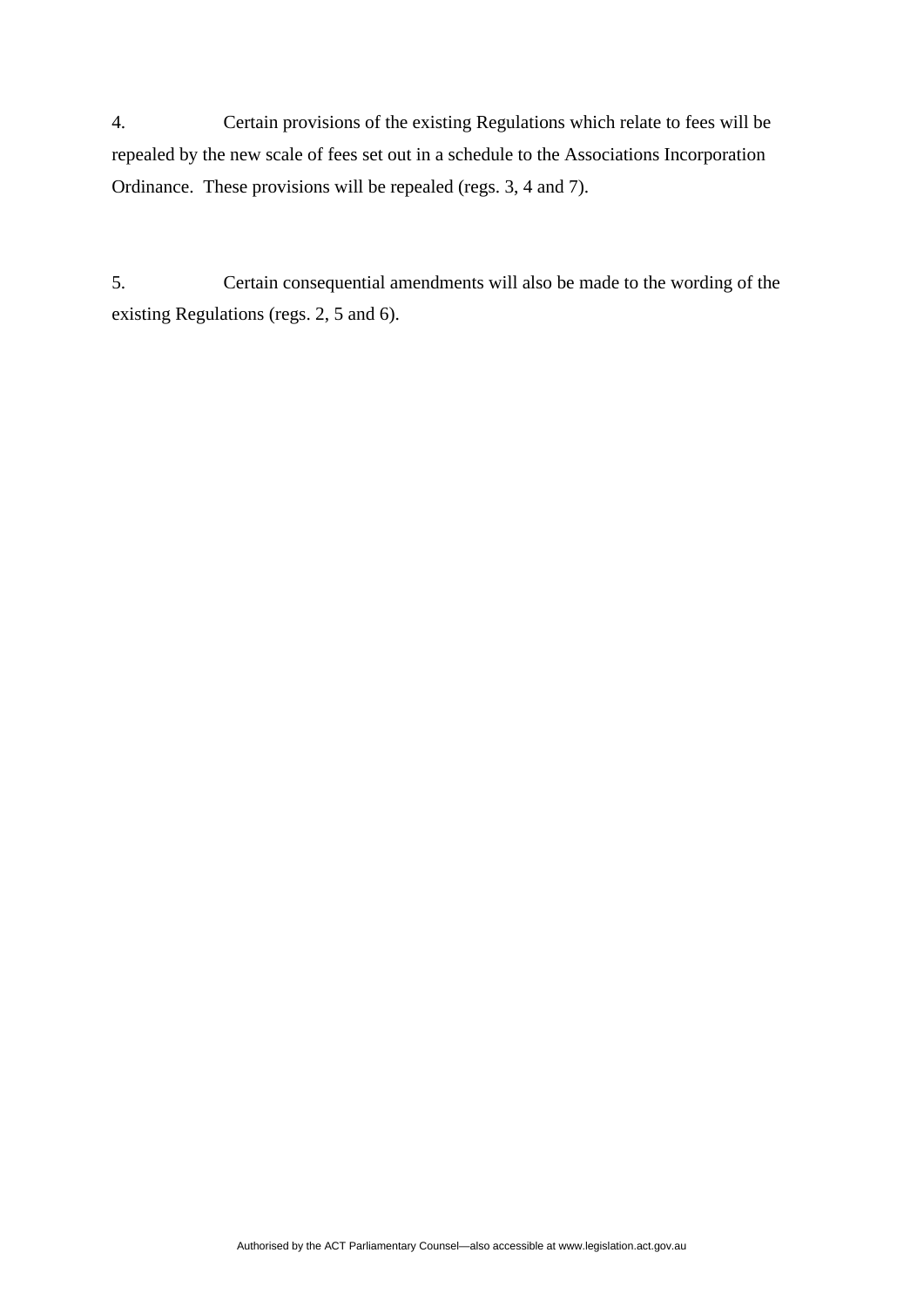4. Certain provisions of the existing Regulations which relate to fees will be repealed by the new scale of fees set out in a schedule to the Associations Incorporation Ordinance. These provisions will be repealed (regs. 3, 4 and 7).

5. Certain consequential amendments will also be made to the wording of the existing Regulations (regs. 2, 5 and 6).